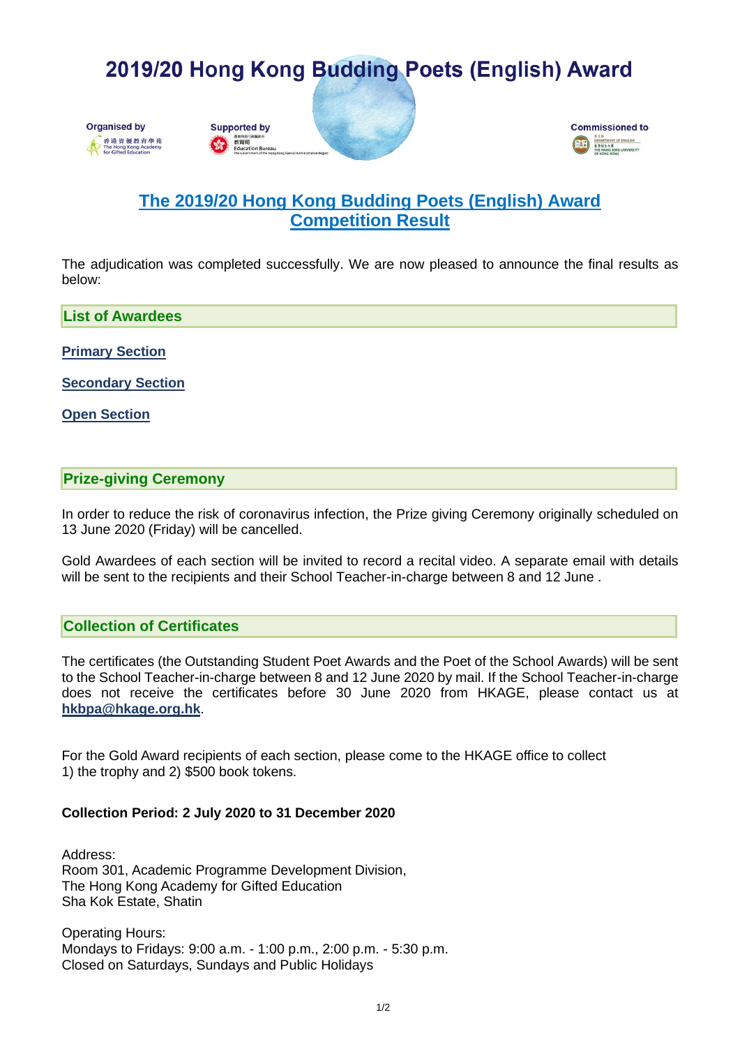# 2019/20 Hong Kong Budding Poets (English) Award

Organised by 香港資優教育學苑 The Hong Kong Academy for Gifted Education

Supported by Education Bureau

Commissioned to Department of English, The Hang Seng University of Hong Kong

## The 2019/20 Hong Kong Budding Poets (English) Award Competition Result

The adjudication was completed successfully. We are now pleased to announce the final results as below:

### List of Awardees

**Primary Section**

**Secondary Section**

**Open Section**

### Prize-giving Ceremony

In order to reduce the risk of coronavirus infection, the Prize giving Ceremony originally scheduled on 13 June 2020 (Friday) will be cancelled.

Gold Awardees of each section will be invited to record a recital video. A separate email with details will be sent to the recipients and their School Teacher-in-charge between 8 and 12 June .

### Collection of Certificates

The certificates (the Outstanding Student Poet Awards and the Poet of the School Awards) will be sent to the School Teacher-in-charge between 8 and 12 June 2020 by mail. If the School Teacher-in-charge does not receive the certificates before 30 June 2020 from HKAGE, please contact us at **hkbpa@hkage.org.hk**.

For the Gold Award recipients of each section, please come to the HKAGE office to collect 1) the trophy and 2) $500 book tokens.

**Collection Period: 2 July 2020 to 31 December 2020**

Address:
Room 301, Academic Programme Development Division,
The Hong Kong Academy for Gifted Education
Sha Kok Estate, Shatin

Operating Hours:
Mondays to Fridays: 9:00 a.m. - 1:00 p.m., 2:00 p.m. - 5:30 p.m.
Closed on Saturdays, Sundays and Public Holidays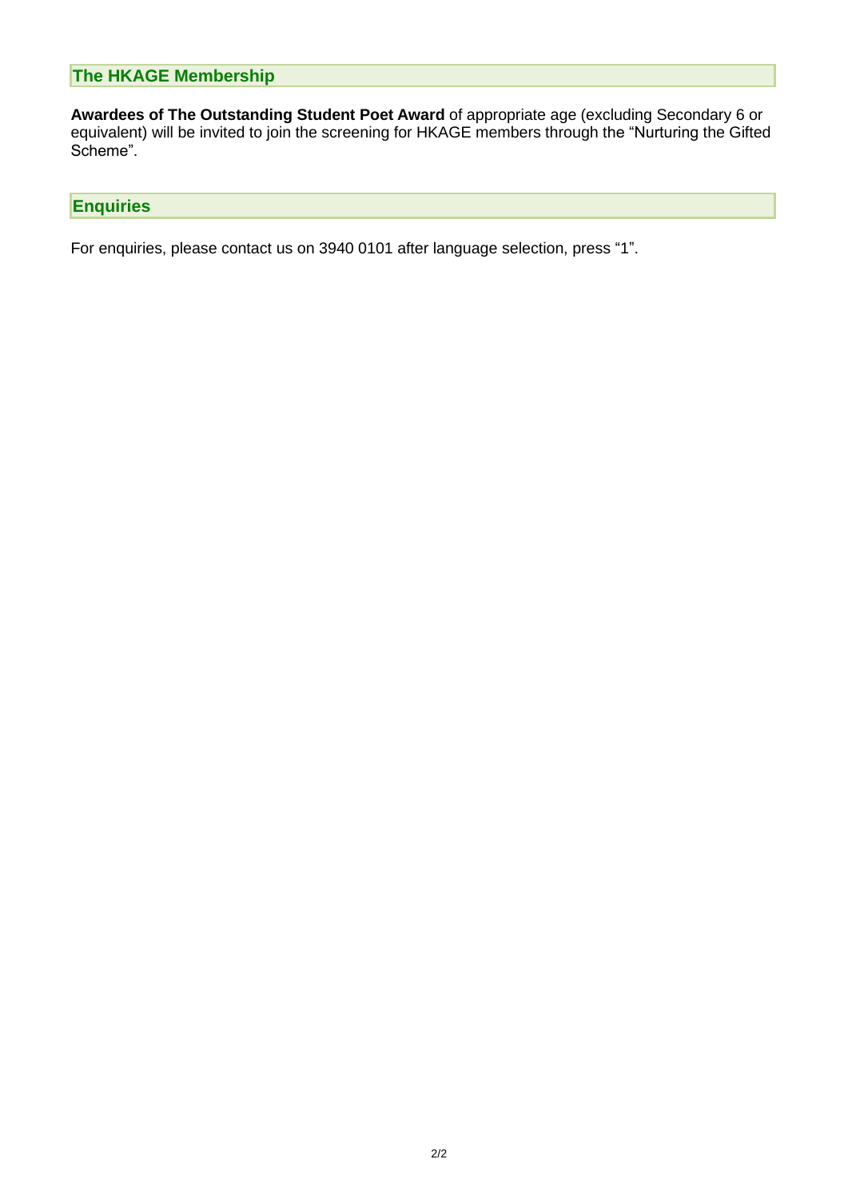## The HKAGE Membership

**Awardees of The Outstanding Student Poet Award** of appropriate age (excluding Secondary 6 or equivalent) will be invited to join the screening for HKAGE members through the "Nurturing the Gifted Scheme".

## Enquiries

For enquiries, please contact us on 3940 0101 after language selection, press "1".